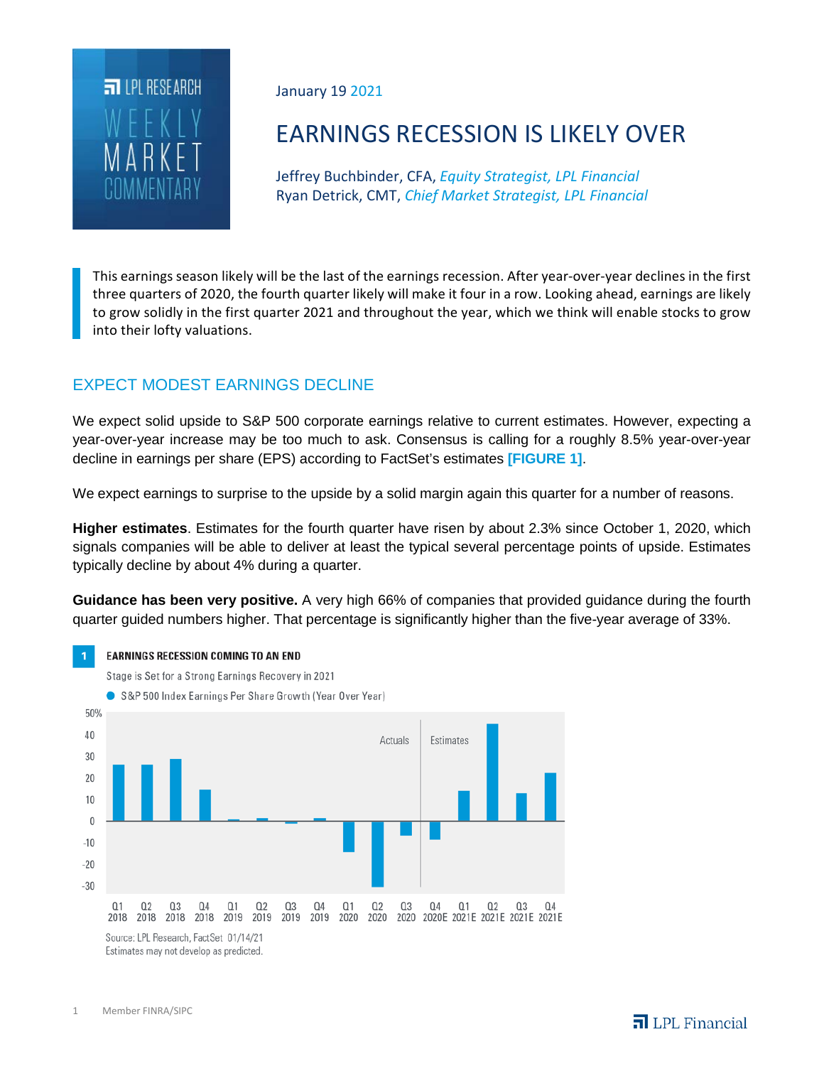LPL RESEARCH WEEKLY MARKET COMMENTARY

January 19 2021

# EARNINGS RECESSION IS LIKELY OVER

Jeffrey Buchbinder, CFA, *Equity Strategist, LPL Financial*
Ryan Detrick, CMT, *Chief Market Strategist, LPL Financial*

This earnings season likely will be the last of the earnings recession. After year-over-year declines in the first three quarters of 2020, the fourth quarter likely will make it four in a row. Looking ahead, earnings are likely to grow solidly in the first quarter 2021 and throughout the year, which we think will enable stocks to grow into their lofty valuations.

## EXPECT MODEST EARNINGS DECLINE

We expect solid upside to S&P 500 corporate earnings relative to current estimates. However, expecting a year-over-year increase may be too much to ask. Consensus is calling for a roughly 8.5% year-over-year decline in earnings per share (EPS) according to FactSet's estimates **[FIGURE 1]**.

We expect earnings to surprise to the upside by a solid margin again this quarter for a number of reasons.

**Higher estimates**. Estimates for the fourth quarter have risen by about 2.3% since October 1, 2020, which signals companies will be able to deliver at least the typical several percentage points of upside. Estimates typically decline by about 4% during a quarter.

**Guidance has been very positive.** A very high 66% of companies that provided guidance during the fourth quarter guided numbers higher. That percentage is significantly higher than the five-year average of 33%.

**1 EARNINGS RECESSION COMING TO AN END**

Stage is Set for a Strong Earnings Recovery in 2021

● S&P 500 Index Earnings Per Share Growth (Year Over Year)

(Chart: quarterly bars from Q1 2018 to Q4 2021E, y-axis -30 to 50%; Actuals through Q3 2020, Estimates Q4 2020E–Q4 2021E)

Source: LPL Research, FactSet 01/14/21
Estimates may not develop as predicted.

Member FINRA/SIPC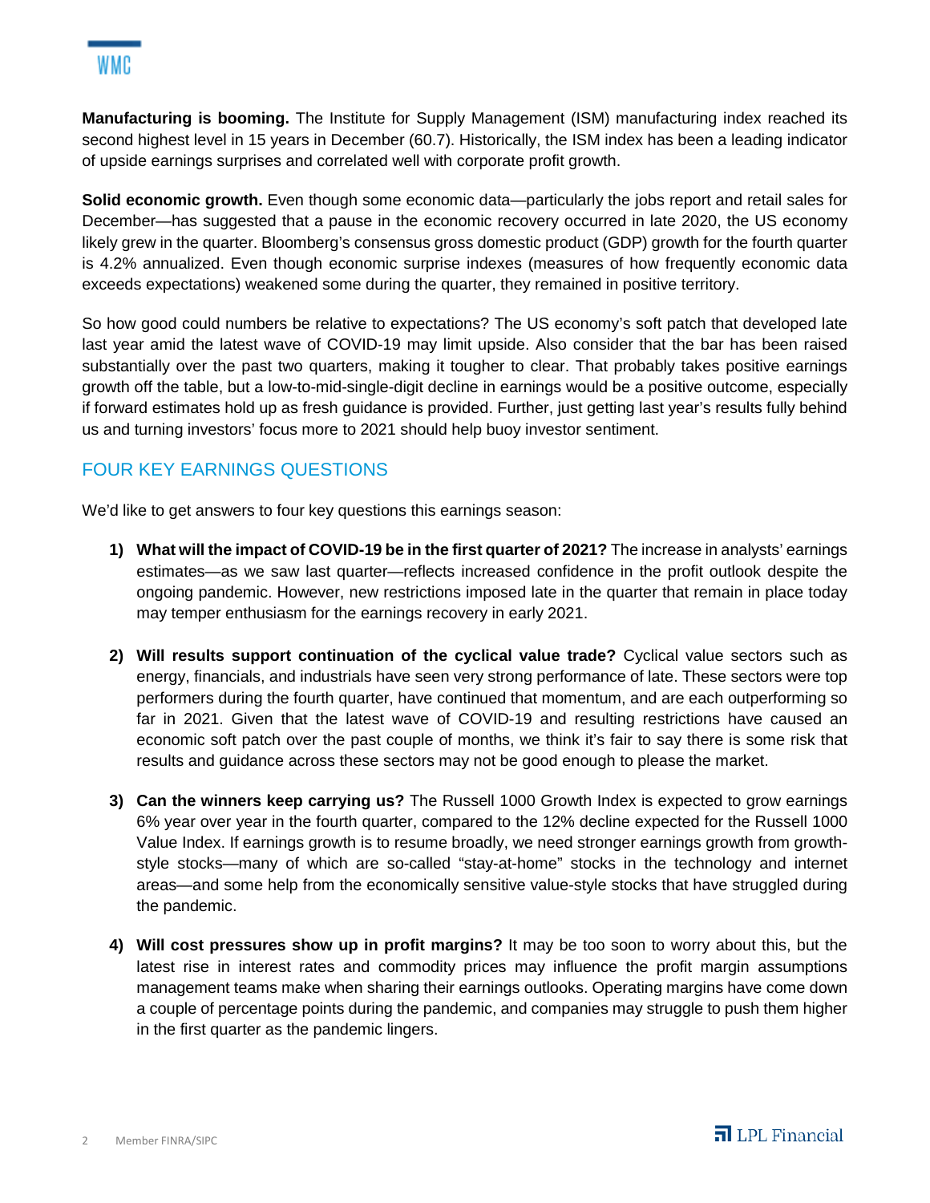**Manufacturing is booming.** The Institute for Supply Management (ISM) manufacturing index reached its second highest level in 15 years in December (60.7). Historically, the ISM index has been a leading indicator of upside earnings surprises and correlated well with corporate profit growth.

**Solid economic growth.** Even though some economic data—particularly the jobs report and retail sales for December—has suggested that a pause in the economic recovery occurred in late 2020, the US economy likely grew in the quarter. Bloomberg's consensus gross domestic product (GDP) growth for the fourth quarter is 4.2% annualized. Even though economic surprise indexes (measures of how frequently economic data exceeds expectations) weakened some during the quarter, they remained in positive territory.

So how good could numbers be relative to expectations? The US economy's soft patch that developed late last year amid the latest wave of COVID-19 may limit upside. Also consider that the bar has been raised substantially over the past two quarters, making it tougher to clear. That probably takes positive earnings growth off the table, but a low-to-mid-single-digit decline in earnings would be a positive outcome, especially if forward estimates hold up as fresh guidance is provided. Further, just getting last year's results fully behind us and turning investors' focus more to 2021 should help buoy investor sentiment.

## FOUR KEY EARNINGS QUESTIONS

We'd like to get answers to four key questions this earnings season:

1) **What will the impact of COVID-19 be in the first quarter of 2021?** The increase in analysts' earnings estimates—as we saw last quarter—reflects increased confidence in the profit outlook despite the ongoing pandemic. However, new restrictions imposed late in the quarter that remain in place today may temper enthusiasm for the earnings recovery in early 2021.

2) **Will results support continuation of the cyclical value trade?** Cyclical value sectors such as energy, financials, and industrials have seen very strong performance of late. These sectors were top performers during the fourth quarter, have continued that momentum, and are each outperforming so far in 2021. Given that the latest wave of COVID-19 and resulting restrictions have caused an economic soft patch over the past couple of months, we think it's fair to say there is some risk that results and guidance across these sectors may not be good enough to please the market.

3) **Can the winners keep carrying us?** The Russell 1000 Growth Index is expected to grow earnings 6% year over year in the fourth quarter, compared to the 12% decline expected for the Russell 1000 Value Index. If earnings growth is to resume broadly, we need stronger earnings growth from growth-style stocks—many of which are so-called "stay-at-home" stocks in the technology and internet areas—and some help from the economically sensitive value-style stocks that have struggled during the pandemic.

4) **Will cost pressures show up in profit margins?** It may be too soon to worry about this, but the latest rise in interest rates and commodity prices may influence the profit margin assumptions management teams make when sharing their earnings outlooks. Operating margins have come down a couple of percentage points during the pandemic, and companies may struggle to push them higher in the first quarter as the pandemic lingers.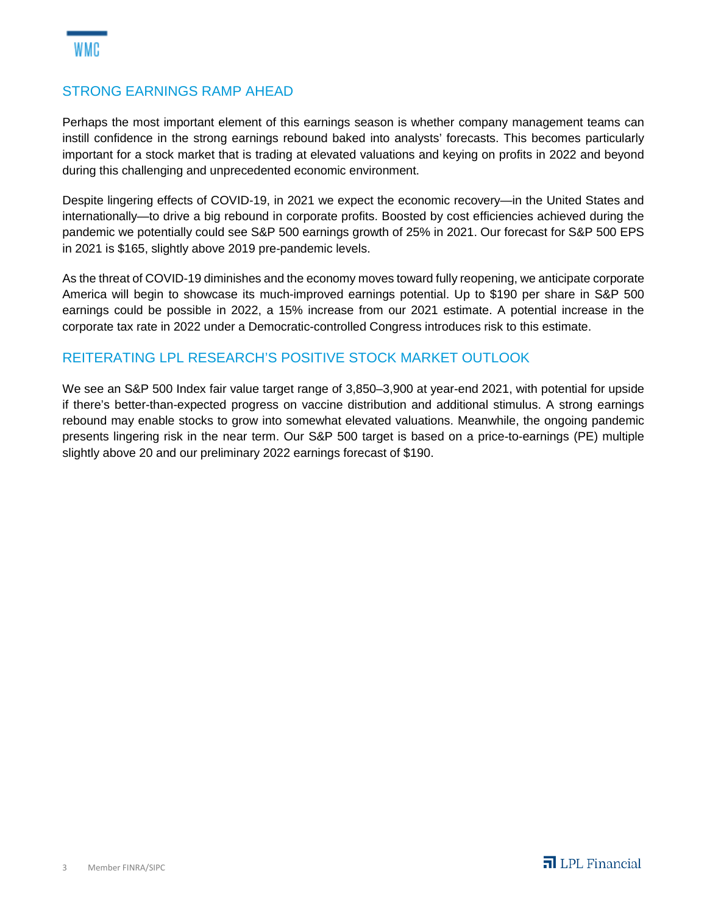## STRONG EARNINGS RAMP AHEAD

Perhaps the most important element of this earnings season is whether company management teams can instill confidence in the strong earnings rebound baked into analysts' forecasts. This becomes particularly important for a stock market that is trading at elevated valuations and keying on profits in 2022 and beyond during this challenging and unprecedented economic environment.

Despite lingering effects of COVID-19, in 2021 we expect the economic recovery—in the United States and internationally—to drive a big rebound in corporate profits. Boosted by cost efficiencies achieved during the pandemic we potentially could see S&P 500 earnings growth of 25% in 2021. Our forecast for S&P 500 EPS in 2021 is $165, slightly above 2019 pre-pandemic levels.

As the threat of COVID-19 diminishes and the economy moves toward fully reopening, we anticipate corporate America will begin to showcase its much-improved earnings potential. Up to $190 per share in S&P 500 earnings could be possible in 2022, a 15% increase from our 2021 estimate. A potential increase in the corporate tax rate in 2022 under a Democratic-controlled Congress introduces risk to this estimate.

## REITERATING LPL RESEARCH'S POSITIVE STOCK MARKET OUTLOOK

We see an S&P 500 Index fair value target range of 3,850–3,900 at year-end 2021, with potential for upside if there's better-than-expected progress on vaccine distribution and additional stimulus. A strong earnings rebound may enable stocks to grow into somewhat elevated valuations. Meanwhile, the ongoing pandemic presents lingering risk in the near term. Our S&P 500 target is based on a price-to-earnings (PE) multiple slightly above 20 and our preliminary 2022 earnings forecast of $190.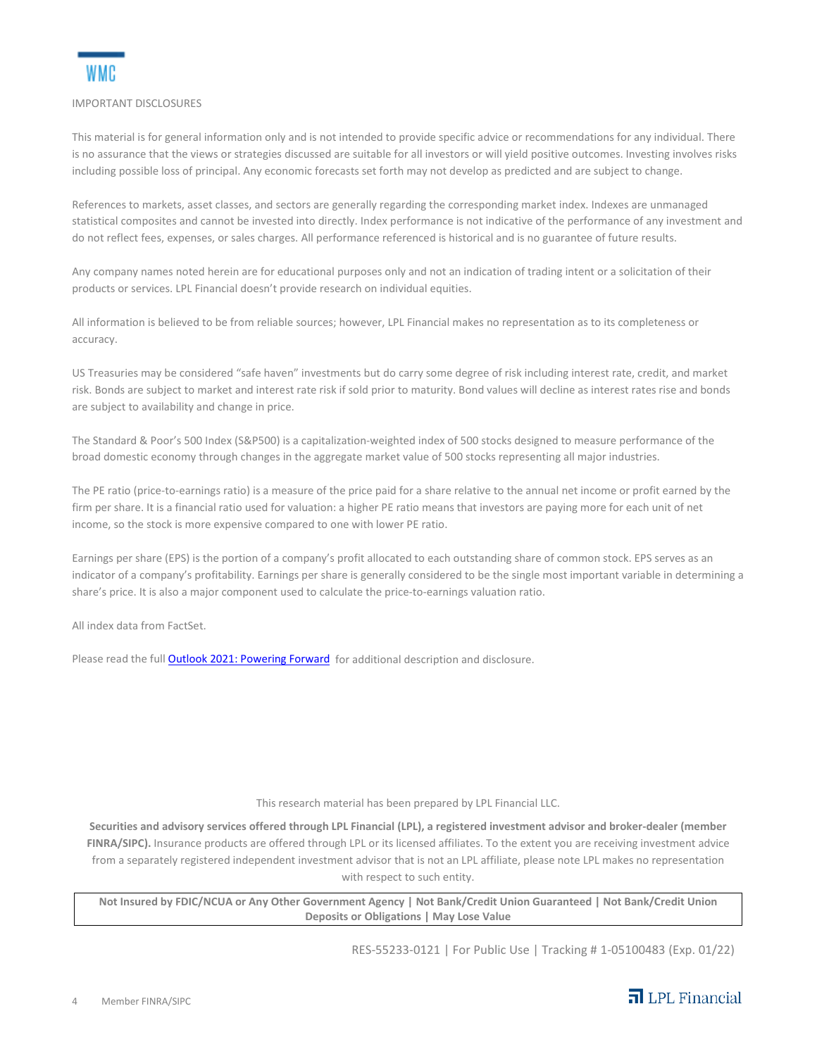IMPORTANT DISCLOSURES

This material is for general information only and is not intended to provide specific advice or recommendations for any individual. There is no assurance that the views or strategies discussed are suitable for all investors or will yield positive outcomes. Investing involves risks including possible loss of principal. Any economic forecasts set forth may not develop as predicted and are subject to change.

References to markets, asset classes, and sectors are generally regarding the corresponding market index. Indexes are unmanaged statistical composites and cannot be invested into directly. Index performance is not indicative of the performance of any investment and do not reflect fees, expenses, or sales charges. All performance referenced is historical and is no guarantee of future results.

Any company names noted herein are for educational purposes only and not an indication of trading intent or a solicitation of their products or services. LPL Financial doesn't provide research on individual equities.

All information is believed to be from reliable sources; however, LPL Financial makes no representation as to its completeness or accuracy.

US Treasuries may be considered "safe haven" investments but do carry some degree of risk including interest rate, credit, and market risk. Bonds are subject to market and interest rate risk if sold prior to maturity. Bond values will decline as interest rates rise and bonds are subject to availability and change in price.

The Standard & Poor's 500 Index (S&P500) is a capitalization-weighted index of 500 stocks designed to measure performance of the broad domestic economy through changes in the aggregate market value of 500 stocks representing all major industries.

The PE ratio (price-to-earnings ratio) is a measure of the price paid for a share relative to the annual net income or profit earned by the firm per share. It is a financial ratio used for valuation: a higher PE ratio means that investors are paying more for each unit of net income, so the stock is more expensive compared to one with lower PE ratio.

Earnings per share (EPS) is the portion of a company's profit allocated to each outstanding share of common stock. EPS serves as an indicator of a company's profitability. Earnings per share is generally considered to be the single most important variable in determining a share's price. It is also a major component used to calculate the price-to-earnings valuation ratio.

All index data from FactSet.

Please read the full Outlook 2021: Powering Forward for additional description and disclosure.

This research material has been prepared by LPL Financial LLC.

**Securities and advisory services offered through LPL Financial (LPL), a registered investment advisor and broker-dealer (member FINRA/SIPC).** Insurance products are offered through LPL or its licensed affiliates. To the extent you are receiving investment advice from a separately registered independent investment advisor that is not an LPL affiliate, please note LPL makes no representation with respect to such entity.

**Not Insured by FDIC/NCUA or Any Other Government Agency | Not Bank/Credit Union Guaranteed | Not Bank/Credit Union Deposits or Obligations | May Lose Value**

RES-55233-0121 | For Public Use | Tracking # 1-05100483 (Exp. 01/22)